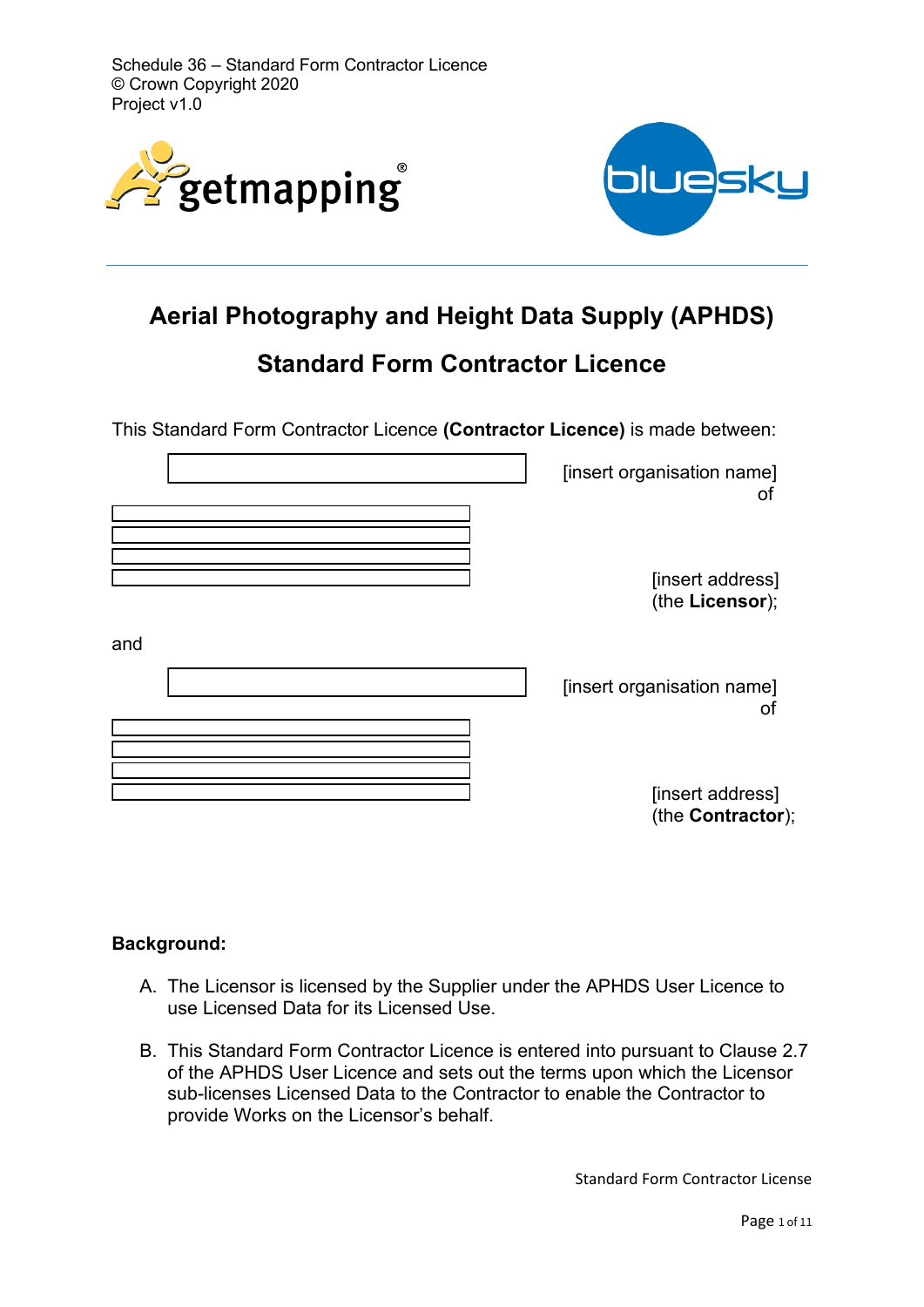Schedule 36 – Standard Form Contractor Licence
© Crown Copyright 2020
Project v1.0

# Aerial Photography and Height Data Supply (APHDS)

## Standard Form Contractor Licence

This Standard Form Contractor Licence **(Contractor Licence)** is made between:

[insert organisation name] of

[insert address] (the **Licensor**);

and

[insert organisation name] of

[insert address] (the **Contractor**);

**Background:**

A. The Licensor is licensed by the Supplier under the APHDS User Licence to use Licensed Data for its Licensed Use.

B. This Standard Form Contractor Licence is entered into pursuant to Clause 2.7 of the APHDS User Licence and sets out the terms upon which the Licensor sub-licenses Licensed Data to the Contractor to enable the Contractor to provide Works on the Licensor's behalf.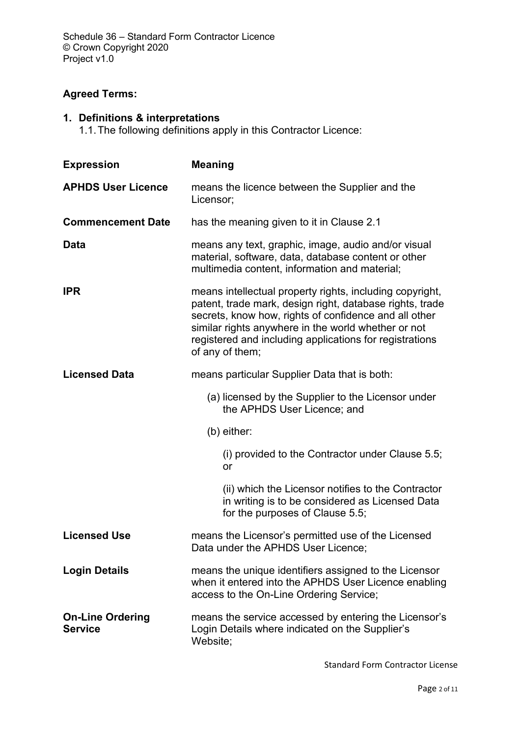**Agreed Terms:**

1. **Definitions & interpretations**

   1.1. The following definitions apply in this Contractor Licence:

| Expression | Meaning |
| --- | --- |
| **APHDS User Licence** | means the licence between the Supplier and the Licensor; |
| **Commencement Date** | has the meaning given to it in Clause 2.1 |
| **Data** | means any text, graphic, image, audio and/or visual material, software, data, database content or other multimedia content, information and material; |
| **IPR** | means intellectual property rights, including copyright, patent, trade mark, design right, database rights, trade secrets, know how, rights of confidence and all other similar rights anywhere in the world whether or not registered and including applications for registrations of any of them; |
| **Licensed Data** | means particular Supplier Data that is both: (a) licensed by the Supplier to the Licensor under the APHDS User Licence; and (b) either: (i) provided to the Contractor under Clause 5.5; or (ii) which the Licensor notifies to the Contractor in writing is to be considered as Licensed Data for the purposes of Clause 5.5; |
| **Licensed Use** | means the Licensor's permitted use of the Licensed Data under the APHDS User Licence; |
| **Login Details** | means the unique identifiers assigned to the Licensor when it entered into the APHDS User Licence enabling access to the On-Line Ordering Service; |
| **On-Line Ordering Service** | means the service accessed by entering the Licensor's Login Details where indicated on the Supplier's Website; |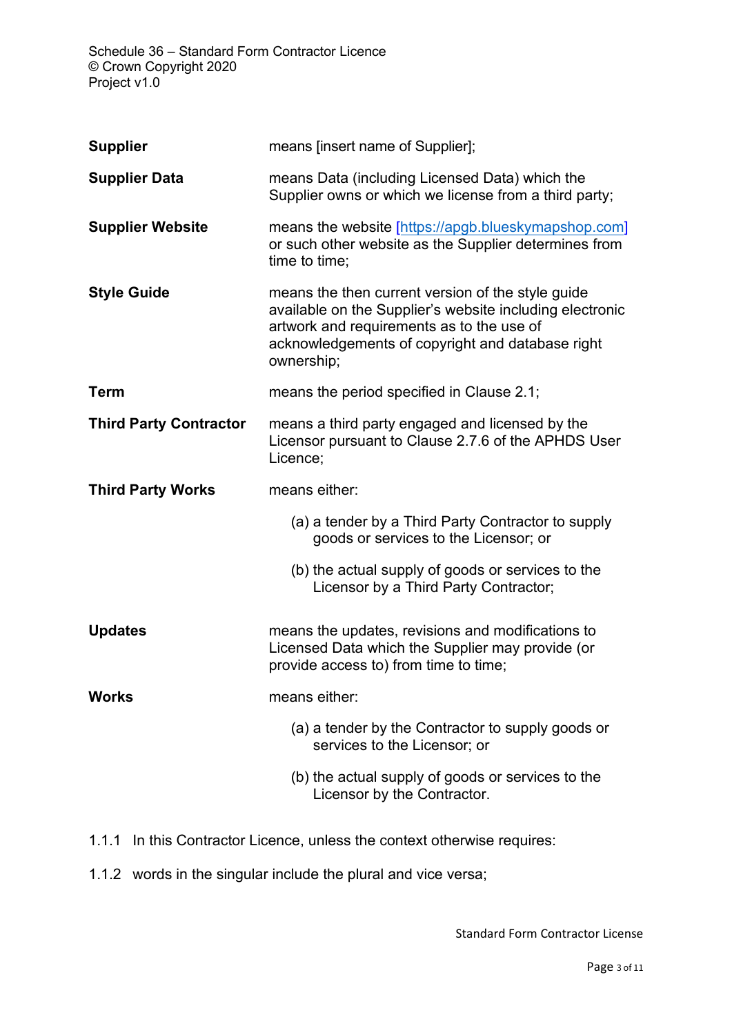| | |
|---|---|
| **Supplier** | means [insert name of Supplier]; |
| **Supplier Data** | means Data (including Licensed Data) which the Supplier owns or which we license from a third party; |
| **Supplier Website** | means the website [https://apgb.blueskymapshop.com] or such other website as the Supplier determines from time to time; |
| **Style Guide** | means the then current version of the style guide available on the Supplier's website including electronic artwork and requirements as to the use of acknowledgements of copyright and database right ownership; |
| **Term** | means the period specified in Clause 2.1; |
| **Third Party Contractor** | means a third party engaged and licensed by the Licensor pursuant to Clause 2.7.6 of the APHDS User Licence; |
| **Third Party Works** | means either: (a) a tender by a Third Party Contractor to supply goods or services to the Licensor; or (b) the actual supply of goods or services to the Licensor by a Third Party Contractor; |
| **Updates** | means the updates, revisions and modifications to Licensed Data which the Supplier may provide (or provide access to) from time to time; |
| **Works** | means either: (a) a tender by the Contractor to supply goods or services to the Licensor; or (b) the actual supply of goods or services to the Licensor by the Contractor. |

1.1.1 In this Contractor Licence, unless the context otherwise requires:

1.1.2 words in the singular include the plural and vice versa;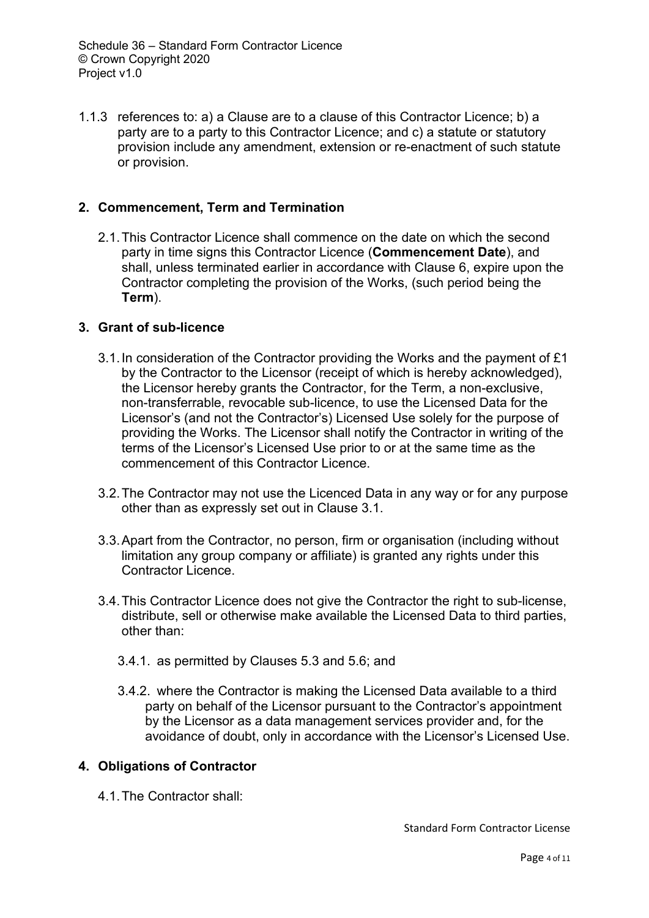1.1.3 references to: a) a Clause are to a clause of this Contractor Licence; b) a party are to a party to this Contractor Licence; and c) a statute or statutory provision include any amendment, extension or re-enactment of such statute or provision.

## 2. Commencement, Term and Termination

2.1. This Contractor Licence shall commence on the date on which the second party in time signs this Contractor Licence (**Commencement Date**), and shall, unless terminated earlier in accordance with Clause 6, expire upon the Contractor completing the provision of the Works, (such period being the **Term**).

## 3. Grant of sub-licence

3.1. In consideration of the Contractor providing the Works and the payment of £1 by the Contractor to the Licensor (receipt of which is hereby acknowledged), the Licensor hereby grants the Contractor, for the Term, a non-exclusive, non-transferrable, revocable sub-licence, to use the Licensed Data for the Licensor's (and not the Contractor's) Licensed Use solely for the purpose of providing the Works. The Licensor shall notify the Contractor in writing of the terms of the Licensor's Licensed Use prior to or at the same time as the commencement of this Contractor Licence.

3.2. The Contractor may not use the Licenced Data in any way or for any purpose other than as expressly set out in Clause 3.1.

3.3. Apart from the Contractor, no person, firm or organisation (including without limitation any group company or affiliate) is granted any rights under this Contractor Licence.

3.4. This Contractor Licence does not give the Contractor the right to sub-license, distribute, sell or otherwise make available the Licensed Data to third parties, other than:

3.4.1. as permitted by Clauses 5.3 and 5.6; and

3.4.2. where the Contractor is making the Licensed Data available to a third party on behalf of the Licensor pursuant to the Contractor's appointment by the Licensor as a data management services provider and, for the avoidance of doubt, only in accordance with the Licensor's Licensed Use.

## 4. Obligations of Contractor

4.1. The Contractor shall: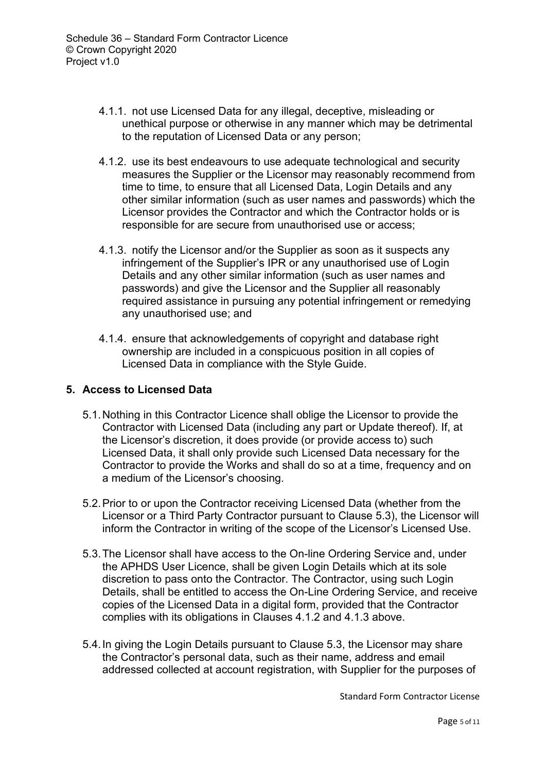4.1.1. not use Licensed Data for any illegal, deceptive, misleading or unethical purpose or otherwise in any manner which may be detrimental to the reputation of Licensed Data or any person;

4.1.2. use its best endeavours to use adequate technological and security measures the Supplier or the Licensor may reasonably recommend from time to time, to ensure that all Licensed Data, Login Details and any other similar information (such as user names and passwords) which the Licensor provides the Contractor and which the Contractor holds or is responsible for are secure from unauthorised use or access;

4.1.3. notify the Licensor and/or the Supplier as soon as it suspects any infringement of the Supplier's IPR or any unauthorised use of Login Details and any other similar information (such as user names and passwords) and give the Licensor and the Supplier all reasonably required assistance in pursuing any potential infringement or remedying any unauthorised use; and

4.1.4. ensure that acknowledgements of copyright and database right ownership are included in a conspicuous position in all copies of Licensed Data in compliance with the Style Guide.

## 5. Access to Licensed Data

5.1. Nothing in this Contractor Licence shall oblige the Licensor to provide the Contractor with Licensed Data (including any part or Update thereof). If, at the Licensor's discretion, it does provide (or provide access to) such Licensed Data, it shall only provide such Licensed Data necessary for the Contractor to provide the Works and shall do so at a time, frequency and on a medium of the Licensor's choosing.

5.2. Prior to or upon the Contractor receiving Licensed Data (whether from the Licensor or a Third Party Contractor pursuant to Clause 5.3), the Licensor will inform the Contractor in writing of the scope of the Licensor's Licensed Use.

5.3. The Licensor shall have access to the On-line Ordering Service and, under the APHDS User Licence, shall be given Login Details which at its sole discretion to pass onto the Contractor. The Contractor, using such Login Details, shall be entitled to access the On-Line Ordering Service, and receive copies of the Licensed Data in a digital form, provided that the Contractor complies with its obligations in Clauses 4.1.2 and 4.1.3 above.

5.4. In giving the Login Details pursuant to Clause 5.3, the Licensor may share the Contractor's personal data, such as their name, address and email addressed collected at account registration, with Supplier for the purposes of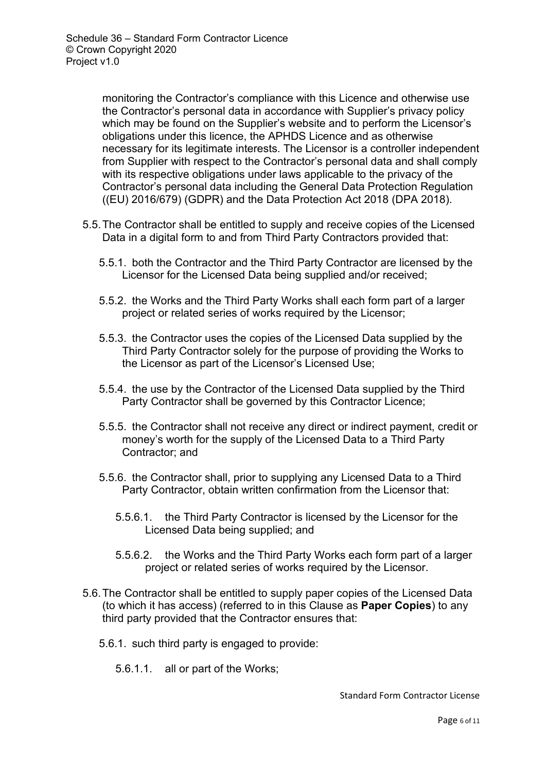monitoring the Contractor's compliance with this Licence and otherwise use the Contractor's personal data in accordance with Supplier's privacy policy which may be found on the Supplier's website and to perform the Licensor's obligations under this licence, the APHDS Licence and as otherwise necessary for its legitimate interests. The Licensor is a controller independent from Supplier with respect to the Contractor's personal data and shall comply with its respective obligations under laws applicable to the privacy of the Contractor's personal data including the General Data Protection Regulation ((EU) 2016/679) (GDPR) and the Data Protection Act 2018 (DPA 2018).

5.5. The Contractor shall be entitled to supply and receive copies of the Licensed Data in a digital form to and from Third Party Contractors provided that:

5.5.1. both the Contractor and the Third Party Contractor are licensed by the Licensor for the Licensed Data being supplied and/or received;

5.5.2. the Works and the Third Party Works shall each form part of a larger project or related series of works required by the Licensor;

5.5.3. the Contractor uses the copies of the Licensed Data supplied by the Third Party Contractor solely for the purpose of providing the Works to the Licensor as part of the Licensor's Licensed Use;

5.5.4. the use by the Contractor of the Licensed Data supplied by the Third Party Contractor shall be governed by this Contractor Licence;

5.5.5. the Contractor shall not receive any direct or indirect payment, credit or money's worth for the supply of the Licensed Data to a Third Party Contractor; and

5.5.6. the Contractor shall, prior to supplying any Licensed Data to a Third Party Contractor, obtain written confirmation from the Licensor that:

5.5.6.1. the Third Party Contractor is licensed by the Licensor for the Licensed Data being supplied; and

5.5.6.2. the Works and the Third Party Works each form part of a larger project or related series of works required by the Licensor.

5.6. The Contractor shall be entitled to supply paper copies of the Licensed Data (to which it has access) (referred to in this Clause as **Paper Copies**) to any third party provided that the Contractor ensures that:

5.6.1. such third party is engaged to provide:

5.6.1.1. all or part of the Works;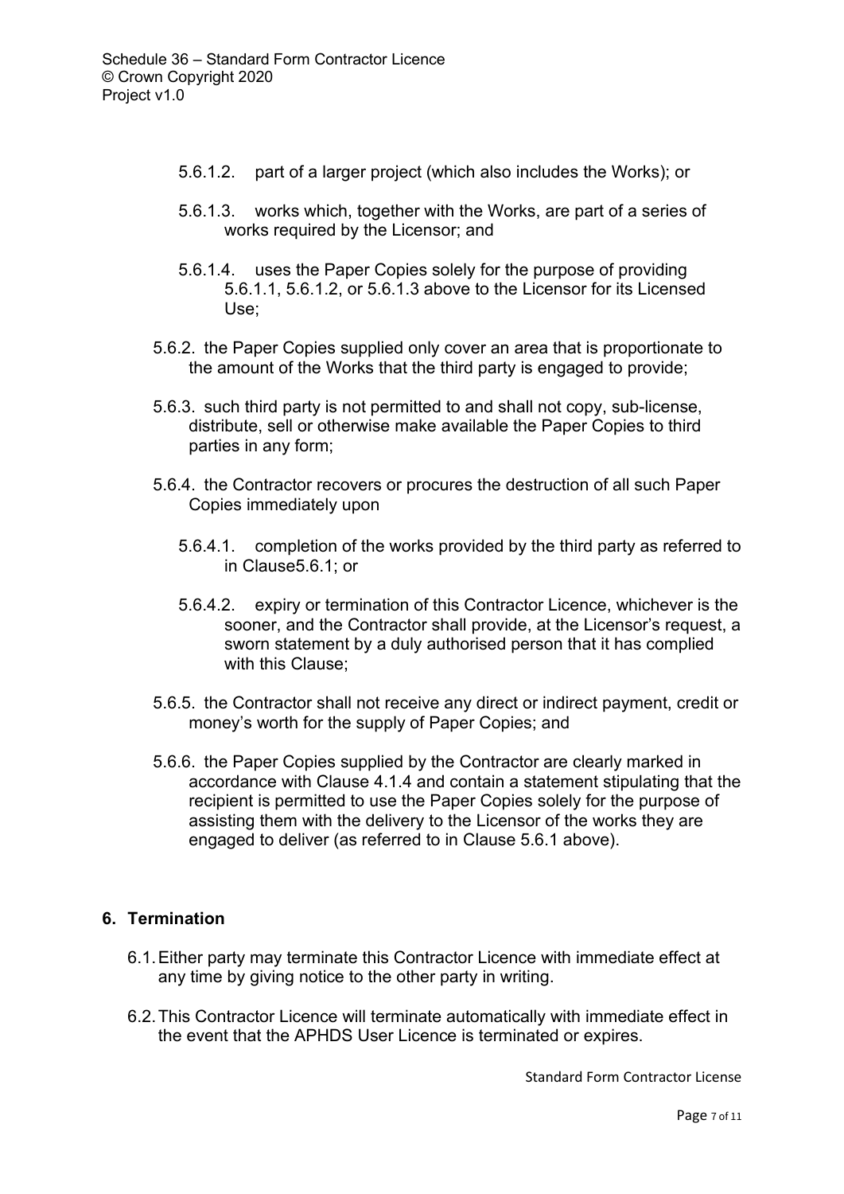5.6.1.2. part of a larger project (which also includes the Works); or

5.6.1.3. works which, together with the Works, are part of a series of works required by the Licensor; and

5.6.1.4. uses the Paper Copies solely for the purpose of providing 5.6.1.1, 5.6.1.2, or 5.6.1.3 above to the Licensor for its Licensed Use;

5.6.2. the Paper Copies supplied only cover an area that is proportionate to the amount of the Works that the third party is engaged to provide;

5.6.3. such third party is not permitted to and shall not copy, sub-license, distribute, sell or otherwise make available the Paper Copies to third parties in any form;

5.6.4. the Contractor recovers or procures the destruction of all such Paper Copies immediately upon

5.6.4.1. completion of the works provided by the third party as referred to in Clause5.6.1; or

5.6.4.2. expiry or termination of this Contractor Licence, whichever is the sooner, and the Contractor shall provide, at the Licensor's request, a sworn statement by a duly authorised person that it has complied with this Clause;

5.6.5. the Contractor shall not receive any direct or indirect payment, credit or money's worth for the supply of Paper Copies; and

5.6.6. the Paper Copies supplied by the Contractor are clearly marked in accordance with Clause 4.1.4 and contain a statement stipulating that the recipient is permitted to use the Paper Copies solely for the purpose of assisting them with the delivery to the Licensor of the works they are engaged to deliver (as referred to in Clause 5.6.1 above).

## 6. Termination

6.1. Either party may terminate this Contractor Licence with immediate effect at any time by giving notice to the other party in writing.

6.2. This Contractor Licence will terminate automatically with immediate effect in the event that the APHDS User Licence is terminated or expires.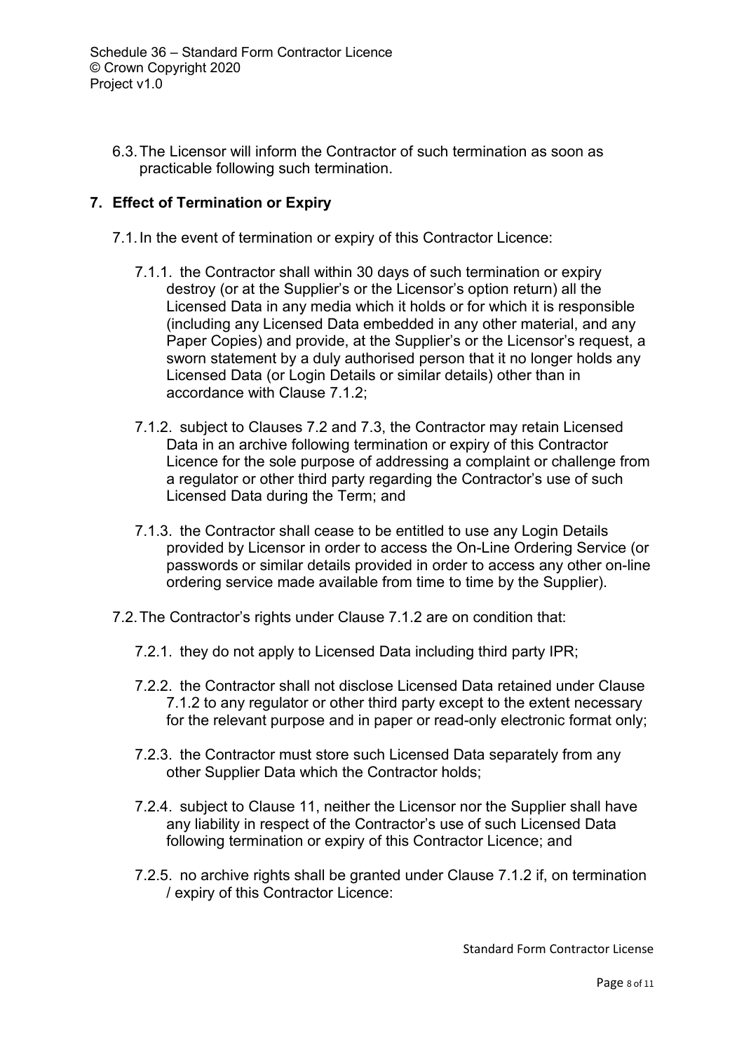6.3. The Licensor will inform the Contractor of such termination as soon as practicable following such termination.

## 7. Effect of Termination or Expiry

7.1. In the event of termination or expiry of this Contractor Licence:

7.1.1. the Contractor shall within 30 days of such termination or expiry destroy (or at the Supplier's or the Licensor's option return) all the Licensed Data in any media which it holds or for which it is responsible (including any Licensed Data embedded in any other material, and any Paper Copies) and provide, at the Supplier's or the Licensor's request, a sworn statement by a duly authorised person that it no longer holds any Licensed Data (or Login Details or similar details) other than in accordance with Clause 7.1.2;

7.1.2. subject to Clauses 7.2 and 7.3, the Contractor may retain Licensed Data in an archive following termination or expiry of this Contractor Licence for the sole purpose of addressing a complaint or challenge from a regulator or other third party regarding the Contractor's use of such Licensed Data during the Term; and

7.1.3. the Contractor shall cease to be entitled to use any Login Details provided by Licensor in order to access the On-Line Ordering Service (or passwords or similar details provided in order to access any other on-line ordering service made available from time to time by the Supplier).

7.2. The Contractor's rights under Clause 7.1.2 are on condition that:

7.2.1. they do not apply to Licensed Data including third party IPR;

7.2.2. the Contractor shall not disclose Licensed Data retained under Clause 7.1.2 to any regulator or other third party except to the extent necessary for the relevant purpose and in paper or read-only electronic format only;

7.2.3. the Contractor must store such Licensed Data separately from any other Supplier Data which the Contractor holds;

7.2.4. subject to Clause 11, neither the Licensor nor the Supplier shall have any liability in respect of the Contractor's use of such Licensed Data following termination or expiry of this Contractor Licence; and

7.2.5. no archive rights shall be granted under Clause 7.1.2 if, on termination / expiry of this Contractor Licence: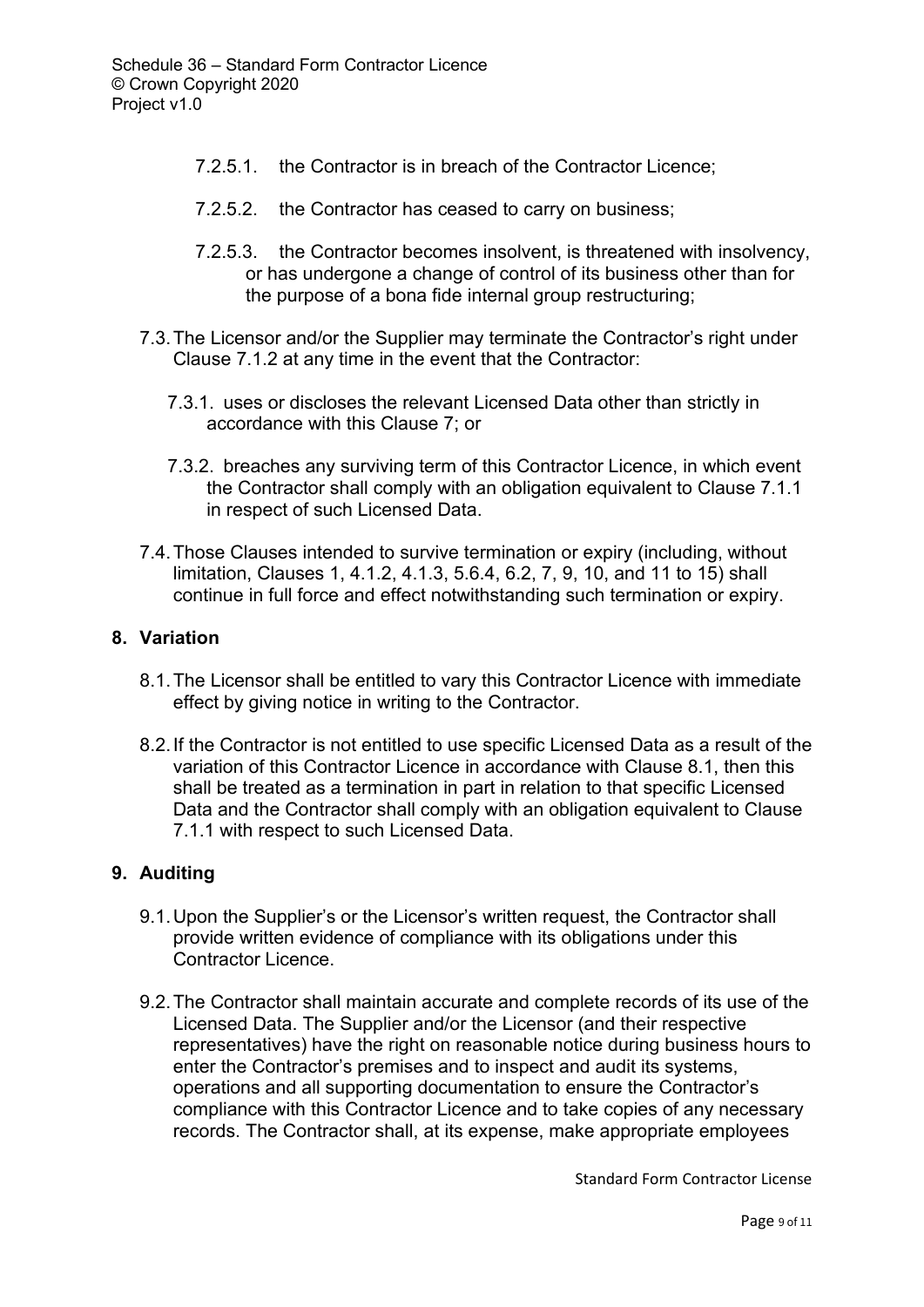7.2.5.1. the Contractor is in breach of the Contractor Licence;

7.2.5.2. the Contractor has ceased to carry on business;

7.2.5.3. the Contractor becomes insolvent, is threatened with insolvency, or has undergone a change of control of its business other than for the purpose of a bona fide internal group restructuring;

7.3. The Licensor and/or the Supplier may terminate the Contractor's right under Clause 7.1.2 at any time in the event that the Contractor:

7.3.1. uses or discloses the relevant Licensed Data other than strictly in accordance with this Clause 7; or

7.3.2. breaches any surviving term of this Contractor Licence, in which event the Contractor shall comply with an obligation equivalent to Clause 7.1.1 in respect of such Licensed Data.

7.4. Those Clauses intended to survive termination or expiry (including, without limitation, Clauses 1, 4.1.2, 4.1.3, 5.6.4, 6.2, 7, 9, 10, and 11 to 15) shall continue in full force and effect notwithstanding such termination or expiry.

## 8. Variation

8.1. The Licensor shall be entitled to vary this Contractor Licence with immediate effect by giving notice in writing to the Contractor.

8.2. If the Contractor is not entitled to use specific Licensed Data as a result of the variation of this Contractor Licence in accordance with Clause 8.1, then this shall be treated as a termination in part in relation to that specific Licensed Data and the Contractor shall comply with an obligation equivalent to Clause 7.1.1 with respect to such Licensed Data.

## 9. Auditing

9.1. Upon the Supplier's or the Licensor's written request, the Contractor shall provide written evidence of compliance with its obligations under this Contractor Licence.

9.2. The Contractor shall maintain accurate and complete records of its use of the Licensed Data. The Supplier and/or the Licensor (and their respective representatives) have the right on reasonable notice during business hours to enter the Contractor's premises and to inspect and audit its systems, operations and all supporting documentation to ensure the Contractor's compliance with this Contractor Licence and to take copies of any necessary records. The Contractor shall, at its expense, make appropriate employees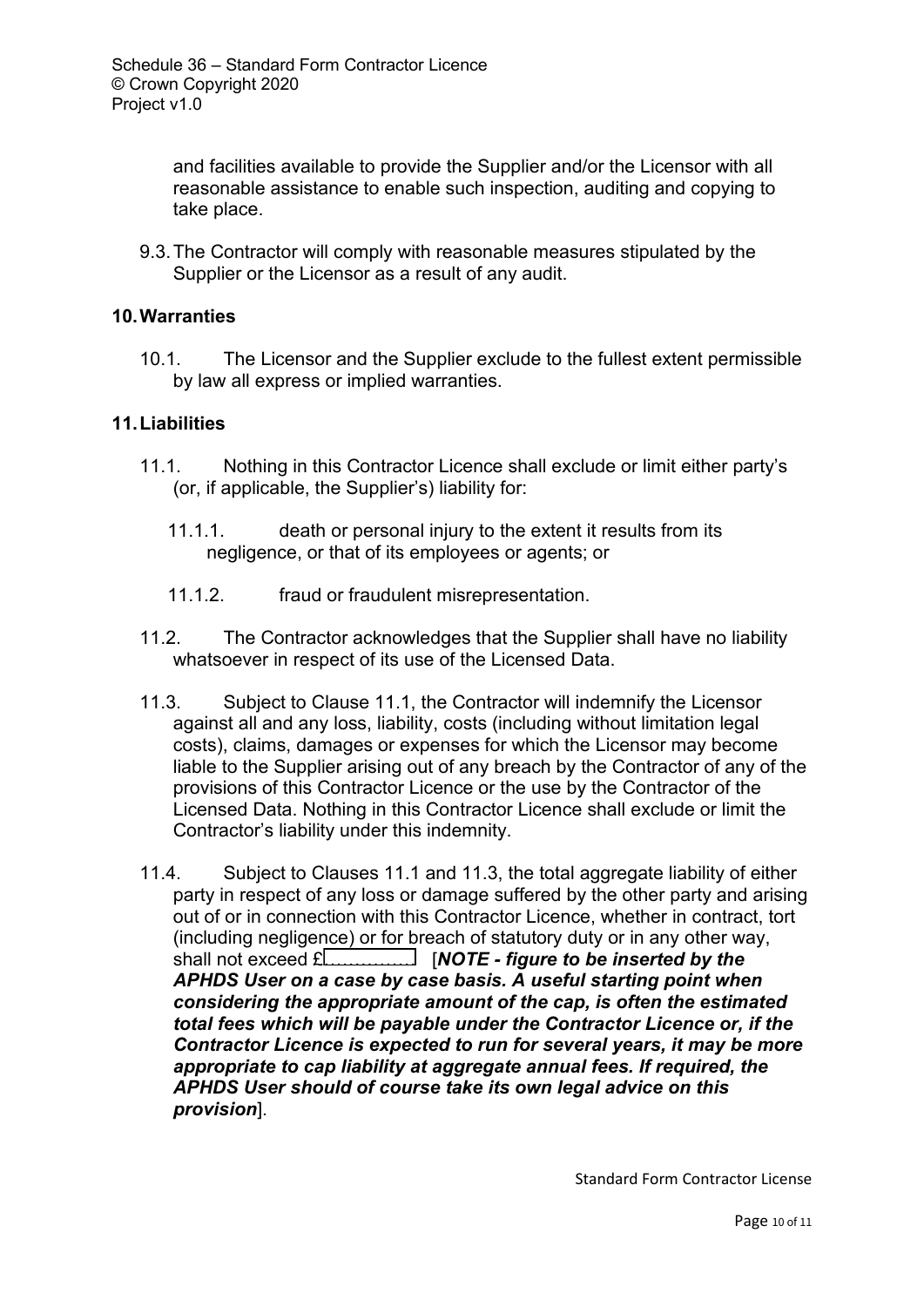and facilities available to provide the Supplier and/or the Licensor with all reasonable assistance to enable such inspection, auditing and copying to take place.

9.3. The Contractor will comply with reasonable measures stipulated by the Supplier or the Licensor as a result of any audit.

## 10. Warranties

10.1. The Licensor and the Supplier exclude to the fullest extent permissible by law all express or implied warranties.

## 11. Liabilities

11.1. Nothing in this Contractor Licence shall exclude or limit either party's (or, if applicable, the Supplier's) liability for:

11.1.1. death or personal injury to the extent it results from its negligence, or that of its employees or agents; or

11.1.2. fraud or fraudulent misrepresentation.

11.2. The Contractor acknowledges that the Supplier shall have no liability whatsoever in respect of its use of the Licensed Data.

11.3. Subject to Clause 11.1, the Contractor will indemnify the Licensor against all and any loss, liability, costs (including without limitation legal costs), claims, damages or expenses for which the Licensor may become liable to the Supplier arising out of any breach by the Contractor of any of the provisions of this Contractor Licence or the use by the Contractor of the Licensed Data. Nothing in this Contractor Licence shall exclude or limit the Contractor's liability under this indemnity.

11.4. Subject to Clauses 11.1 and 11.3, the total aggregate liability of either party in respect of any loss or damage suffered by the other party and arising out of or in connection with this Contractor Licence, whether in contract, tort (including negligence) or for breach of statutory duty or in any other way, shall not exceed £.............. [***NOTE - figure to be inserted by the APHDS User on a case by case basis. A useful starting point when considering the appropriate amount of the cap, is often the estimated total fees which will be payable under the Contractor Licence or, if the Contractor Licence is expected to run for several years, it may be more appropriate to cap liability at aggregate annual fees. If required, the APHDS User should of course take its own legal advice on this provision***].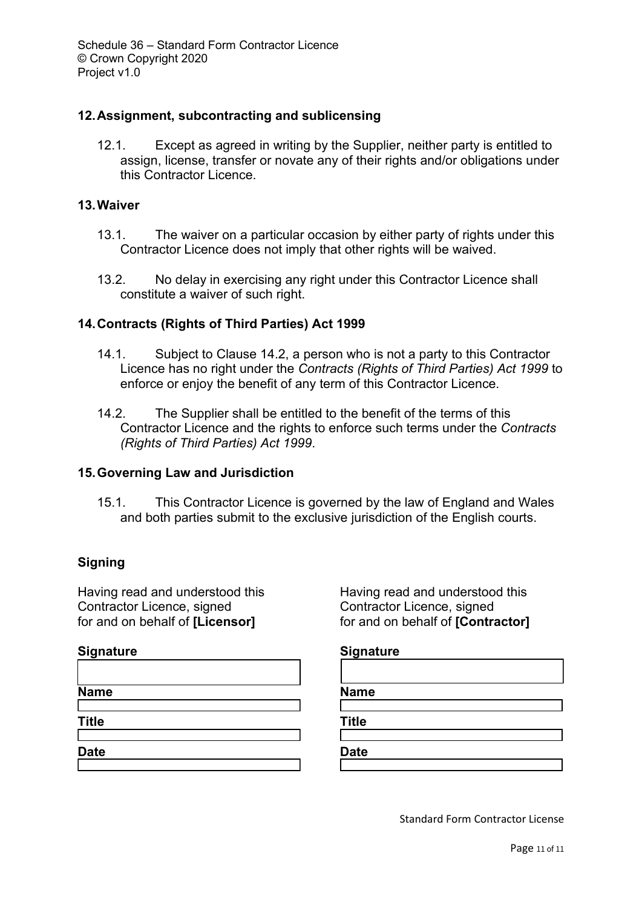## 12. Assignment, subcontracting and sublicensing

12.1. Except as agreed in writing by the Supplier, neither party is entitled to assign, license, transfer or novate any of their rights and/or obligations under this Contractor Licence.

## 13. Waiver

13.1. The waiver on a particular occasion by either party of rights under this Contractor Licence does not imply that other rights will be waived.

13.2. No delay in exercising any right under this Contractor Licence shall constitute a waiver of such right.

## 14. Contracts (Rights of Third Parties) Act 1999

14.1. Subject to Clause 14.2, a person who is not a party to this Contractor Licence has no right under the *Contracts (Rights of Third Parties) Act 1999* to enforce or enjoy the benefit of any term of this Contractor Licence.

14.2. The Supplier shall be entitled to the benefit of the terms of this Contractor Licence and the rights to enforce such terms under the *Contracts (Rights of Third Parties) Act 1999*.

## 15. Governing Law and Jurisdiction

15.1. This Contractor Licence is governed by the law of England and Wales and both parties submit to the exclusive jurisdiction of the English courts.

## Signing

Having read and understood this Contractor Licence, signed for and on behalf of **[Licensor]**

**Signature**

**Name**

**Title**

**Date**

Having read and understood this Contractor Licence, signed for and on behalf of **[Contractor]**

**Signature**

**Name**

**Title**

**Date**